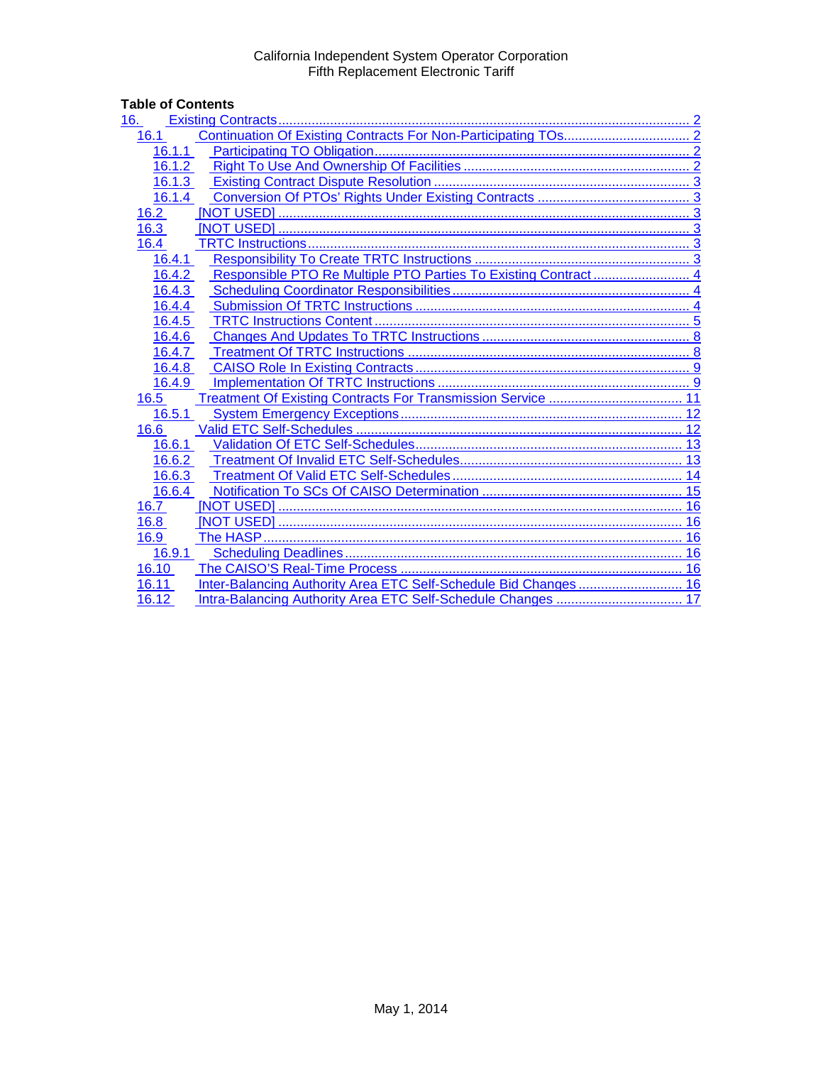California Independent System Operator Corporation
Fifth Replacement Electronic Tariff

**Table of Contents**

- 16. Existing Contracts .......... 2
  - 16.1 Continuation Of Existing Contracts For Non-Participating TOs .......... 2
    - 16.1.1 Participating TO Obligation .......... 2
    - 16.1.2 Right To Use And Ownership Of Facilities .......... 2
    - 16.1.3 Existing Contract Dispute Resolution .......... 3
    - 16.1.4 Conversion Of PTOs' Rights Under Existing Contracts .......... 3
  - 16.2 [NOT USED] .......... 3
  - 16.3 [NOT USED] .......... 3
  - 16.4 TRTC Instructions .......... 3
    - 16.4.1 Responsibility To Create TRTC Instructions .......... 3
    - 16.4.2 Responsible PTO Re Multiple PTO Parties To Existing Contract .......... 4
    - 16.4.3 Scheduling Coordinator Responsibilities .......... 4
    - 16.4.4 Submission Of TRTC Instructions .......... 4
    - 16.4.5 TRTC Instructions Content .......... 5
    - 16.4.6 Changes And Updates To TRTC Instructions .......... 8
    - 16.4.7 Treatment Of TRTC Instructions .......... 8
    - 16.4.8 CAISO Role In Existing Contracts .......... 9
    - 16.4.9 Implementation Of TRTC Instructions .......... 9
  - 16.5 Treatment Of Existing Contracts For Transmission Service .......... 11
    - 16.5.1 System Emergency Exceptions .......... 12
  - 16.6 Valid ETC Self-Schedules .......... 12
    - 16.6.1 Validation Of ETC Self-Schedules .......... 13
    - 16.6.2 Treatment Of Invalid ETC Self-Schedules .......... 13
    - 16.6.3 Treatment Of Valid ETC Self-Schedules .......... 14
    - 16.6.4 Notification To SCs Of CAISO Determination .......... 15
  - 16.7 [NOT USED] .......... 16
  - 16.8 [NOT USED] .......... 16
  - 16.9 The HASP .......... 16
    - 16.9.1 Scheduling Deadlines .......... 16
  - 16.10 The CAISO'S Real-Time Process .......... 16
  - 16.11 Inter-Balancing Authority Area ETC Self-Schedule Bid Changes .......... 16
  - 16.12 Intra-Balancing Authority Area ETC Self-Schedule Changes .......... 17

May 1, 2014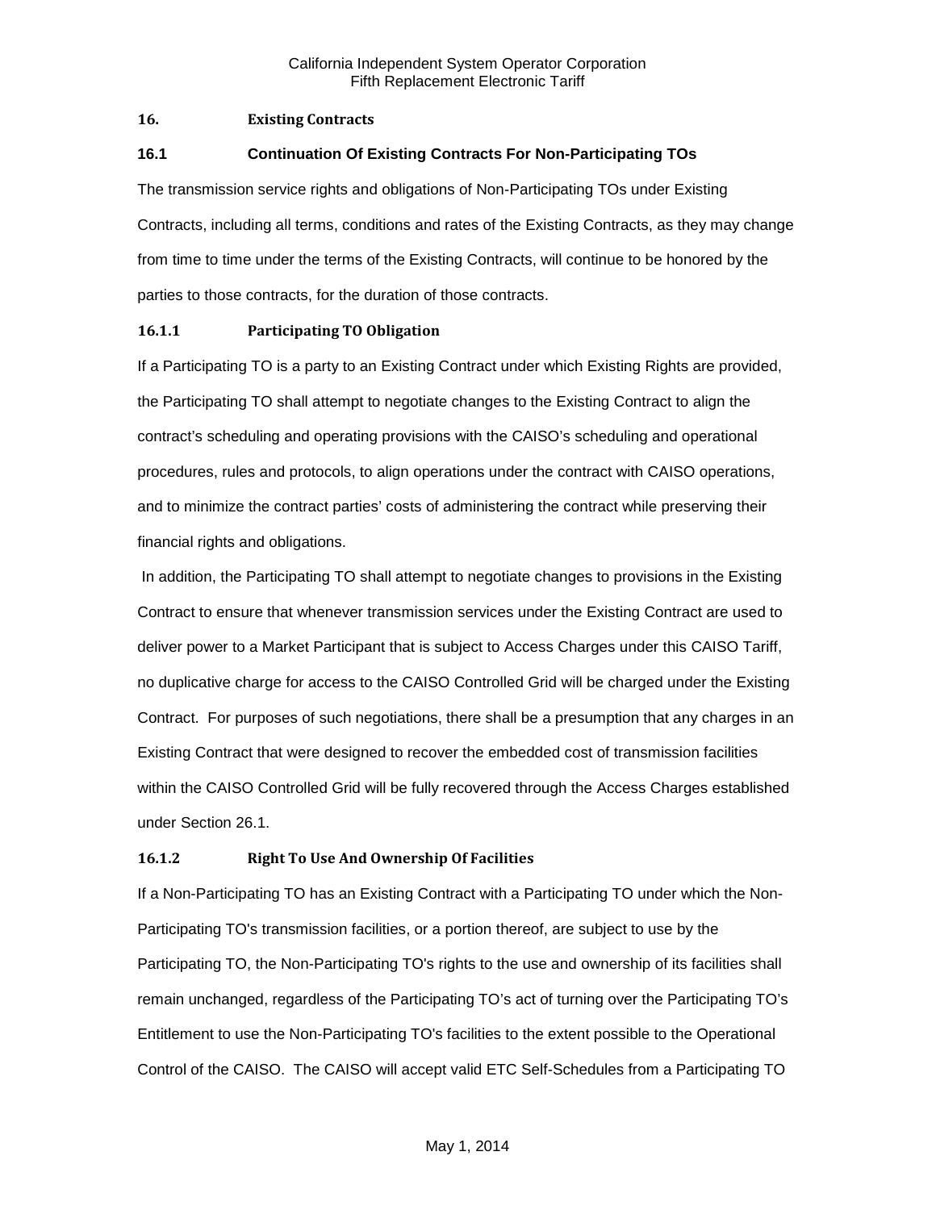## 16. Existing Contracts

### 16.1 Continuation Of Existing Contracts For Non-Participating TOs

The transmission service rights and obligations of Non-Participating TOs under Existing Contracts, including all terms, conditions and rates of the Existing Contracts, as they may change from time to time under the terms of the Existing Contracts, will continue to be honored by the parties to those contracts, for the duration of those contracts.

#### 16.1.1 Participating TO Obligation

If a Participating TO is a party to an Existing Contract under which Existing Rights are provided, the Participating TO shall attempt to negotiate changes to the Existing Contract to align the contract's scheduling and operating provisions with the CAISO's scheduling and operational procedures, rules and protocols, to align operations under the contract with CAISO operations, and to minimize the contract parties' costs of administering the contract while preserving their financial rights and obligations.

In addition, the Participating TO shall attempt to negotiate changes to provisions in the Existing Contract to ensure that whenever transmission services under the Existing Contract are used to deliver power to a Market Participant that is subject to Access Charges under this CAISO Tariff, no duplicative charge for access to the CAISO Controlled Grid will be charged under the Existing Contract. For purposes of such negotiations, there shall be a presumption that any charges in an Existing Contract that were designed to recover the embedded cost of transmission facilities within the CAISO Controlled Grid will be fully recovered through the Access Charges established under Section 26.1.

#### 16.1.2 Right To Use And Ownership Of Facilities

If a Non-Participating TO has an Existing Contract with a Participating TO under which the Non-Participating TO's transmission facilities, or a portion thereof, are subject to use by the Participating TO, the Non-Participating TO's rights to the use and ownership of its facilities shall remain unchanged, regardless of the Participating TO's act of turning over the Participating TO's Entitlement to use the Non-Participating TO's facilities to the extent possible to the Operational Control of the CAISO. The CAISO will accept valid ETC Self-Schedules from a Participating TO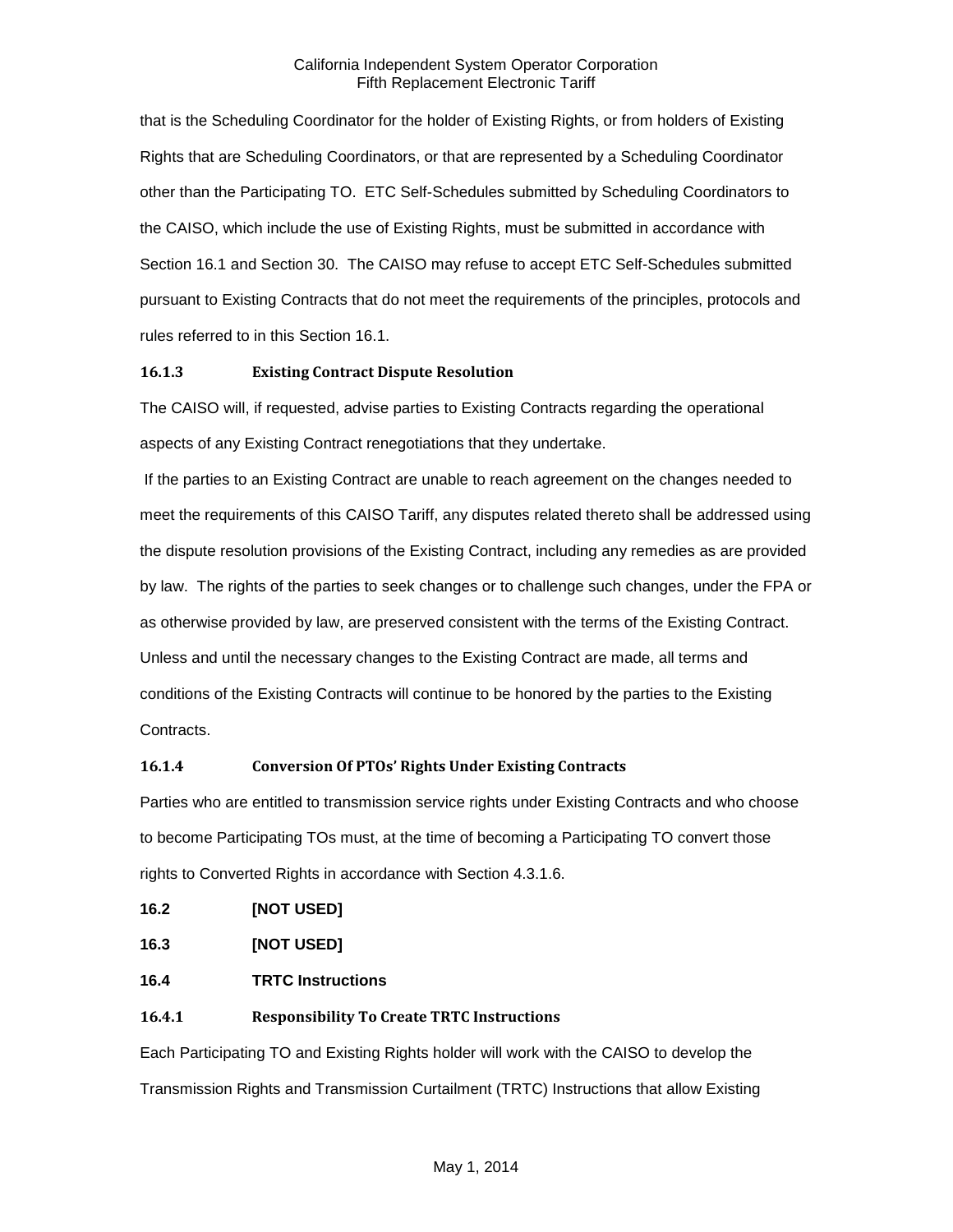that is the Scheduling Coordinator for the holder of Existing Rights, or from holders of Existing Rights that are Scheduling Coordinators, or that are represented by a Scheduling Coordinator other than the Participating TO. ETC Self-Schedules submitted by Scheduling Coordinators to the CAISO, which include the use of Existing Rights, must be submitted in accordance with Section 16.1 and Section 30. The CAISO may refuse to accept ETC Self-Schedules submitted pursuant to Existing Contracts that do not meet the requirements of the principles, protocols and rules referred to in this Section 16.1.

#### 16.1.3 Existing Contract Dispute Resolution

The CAISO will, if requested, advise parties to Existing Contracts regarding the operational aspects of any Existing Contract renegotiations that they undertake.

If the parties to an Existing Contract are unable to reach agreement on the changes needed to meet the requirements of this CAISO Tariff, any disputes related thereto shall be addressed using the dispute resolution provisions of the Existing Contract, including any remedies as are provided by law. The rights of the parties to seek changes or to challenge such changes, under the FPA or as otherwise provided by law, are preserved consistent with the terms of the Existing Contract. Unless and until the necessary changes to the Existing Contract are made, all terms and conditions of the Existing Contracts will continue to be honored by the parties to the Existing Contracts.

#### 16.1.4 Conversion Of PTOs' Rights Under Existing Contracts

Parties who are entitled to transmission service rights under Existing Contracts and who choose to become Participating TOs must, at the time of becoming a Participating TO convert those rights to Converted Rights in accordance with Section 4.3.1.6.

### 16.2 [NOT USED]

### 16.3 [NOT USED]

### 16.4 TRTC Instructions

#### 16.4.1 Responsibility To Create TRTC Instructions

Each Participating TO and Existing Rights holder will work with the CAISO to develop the Transmission Rights and Transmission Curtailment (TRTC) Instructions that allow Existing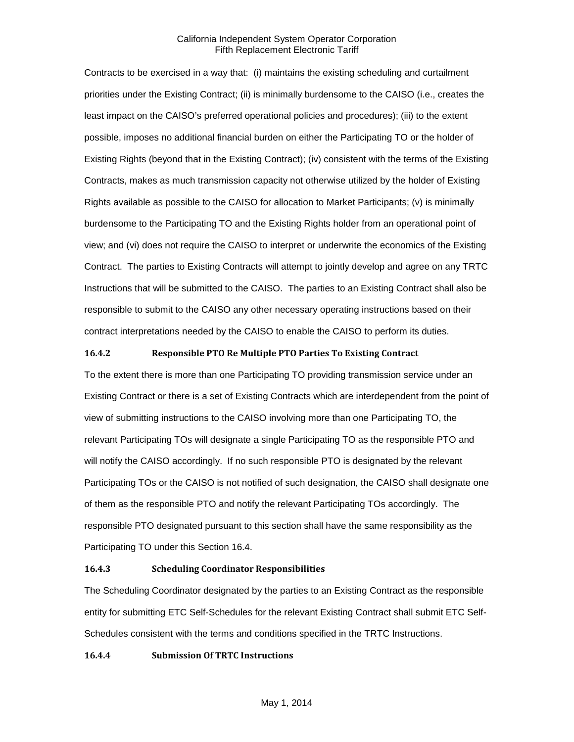Contracts to be exercised in a way that: (i) maintains the existing scheduling and curtailment priorities under the Existing Contract; (ii) is minimally burdensome to the CAISO (i.e., creates the least impact on the CAISO's preferred operational policies and procedures); (iii) to the extent possible, imposes no additional financial burden on either the Participating TO or the holder of Existing Rights (beyond that in the Existing Contract); (iv) consistent with the terms of the Existing Contracts, makes as much transmission capacity not otherwise utilized by the holder of Existing Rights available as possible to the CAISO for allocation to Market Participants; (v) is minimally burdensome to the Participating TO and the Existing Rights holder from an operational point of view; and (vi) does not require the CAISO to interpret or underwrite the economics of the Existing Contract. The parties to Existing Contracts will attempt to jointly develop and agree on any TRTC Instructions that will be submitted to the CAISO. The parties to an Existing Contract shall also be responsible to submit to the CAISO any other necessary operating instructions based on their contract interpretations needed by the CAISO to enable the CAISO to perform its duties.

### 16.4.2 Responsible PTO Re Multiple PTO Parties To Existing Contract

To the extent there is more than one Participating TO providing transmission service under an Existing Contract or there is a set of Existing Contracts which are interdependent from the point of view of submitting instructions to the CAISO involving more than one Participating TO, the relevant Participating TOs will designate a single Participating TO as the responsible PTO and will notify the CAISO accordingly. If no such responsible PTO is designated by the relevant Participating TOs or the CAISO is not notified of such designation, the CAISO shall designate one of them as the responsible PTO and notify the relevant Participating TOs accordingly. The responsible PTO designated pursuant to this section shall have the same responsibility as the Participating TO under this Section 16.4.

### 16.4.3 Scheduling Coordinator Responsibilities

The Scheduling Coordinator designated by the parties to an Existing Contract as the responsible entity for submitting ETC Self-Schedules for the relevant Existing Contract shall submit ETC Self-Schedules consistent with the terms and conditions specified in the TRTC Instructions.

### 16.4.4 Submission Of TRTC Instructions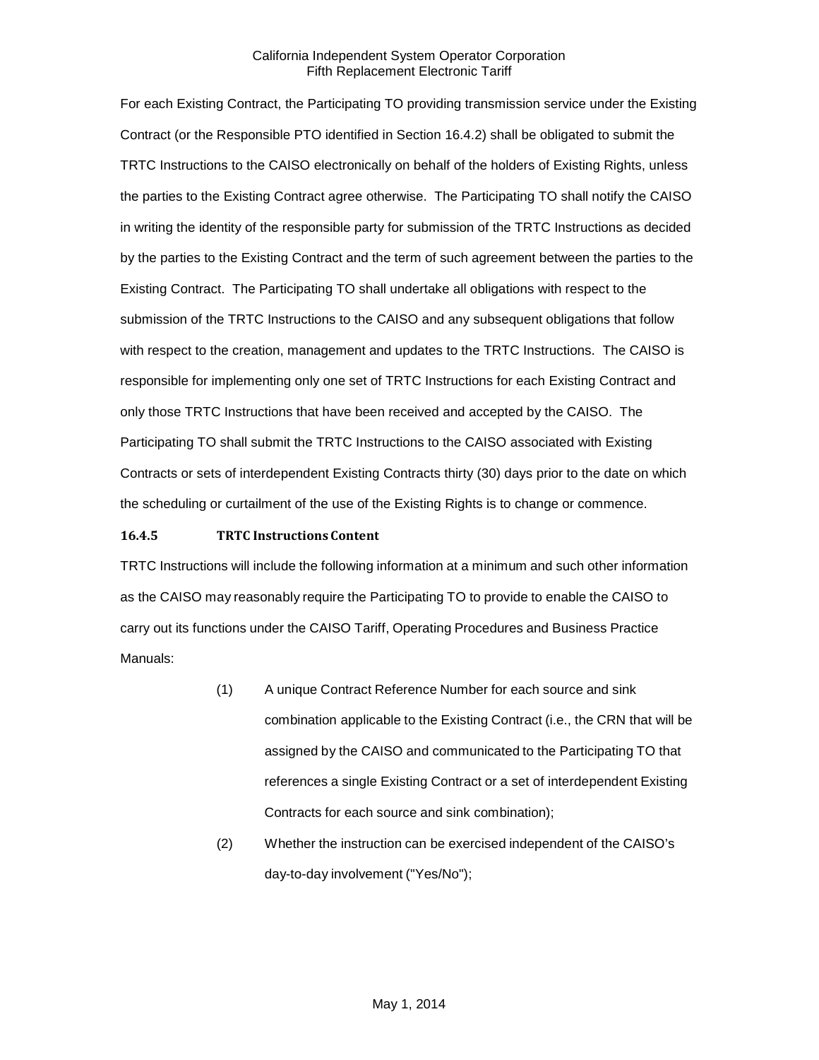For each Existing Contract, the Participating TO providing transmission service under the Existing Contract (or the Responsible PTO identified in Section 16.4.2) shall be obligated to submit the TRTC Instructions to the CAISO electronically on behalf of the holders of Existing Rights, unless the parties to the Existing Contract agree otherwise. The Participating TO shall notify the CAISO in writing the identity of the responsible party for submission of the TRTC Instructions as decided by the parties to the Existing Contract and the term of such agreement between the parties to the Existing Contract. The Participating TO shall undertake all obligations with respect to the submission of the TRTC Instructions to the CAISO and any subsequent obligations that follow with respect to the creation, management and updates to the TRTC Instructions. The CAISO is responsible for implementing only one set of TRTC Instructions for each Existing Contract and only those TRTC Instructions that have been received and accepted by the CAISO. The Participating TO shall submit the TRTC Instructions to the CAISO associated with Existing Contracts or sets of interdependent Existing Contracts thirty (30) days prior to the date on which the scheduling or curtailment of the use of the Existing Rights is to change or commence.

**16.4.5 TRTC Instructions Content**

TRTC Instructions will include the following information at a minimum and such other information as the CAISO may reasonably require the Participating TO to provide to enable the CAISO to carry out its functions under the CAISO Tariff, Operating Procedures and Business Practice Manuals:

(1) A unique Contract Reference Number for each source and sink combination applicable to the Existing Contract (i.e., the CRN that will be assigned by the CAISO and communicated to the Participating TO that references a single Existing Contract or a set of interdependent Existing Contracts for each source and sink combination);

(2) Whether the instruction can be exercised independent of the CAISO's day-to-day involvement ("Yes/No");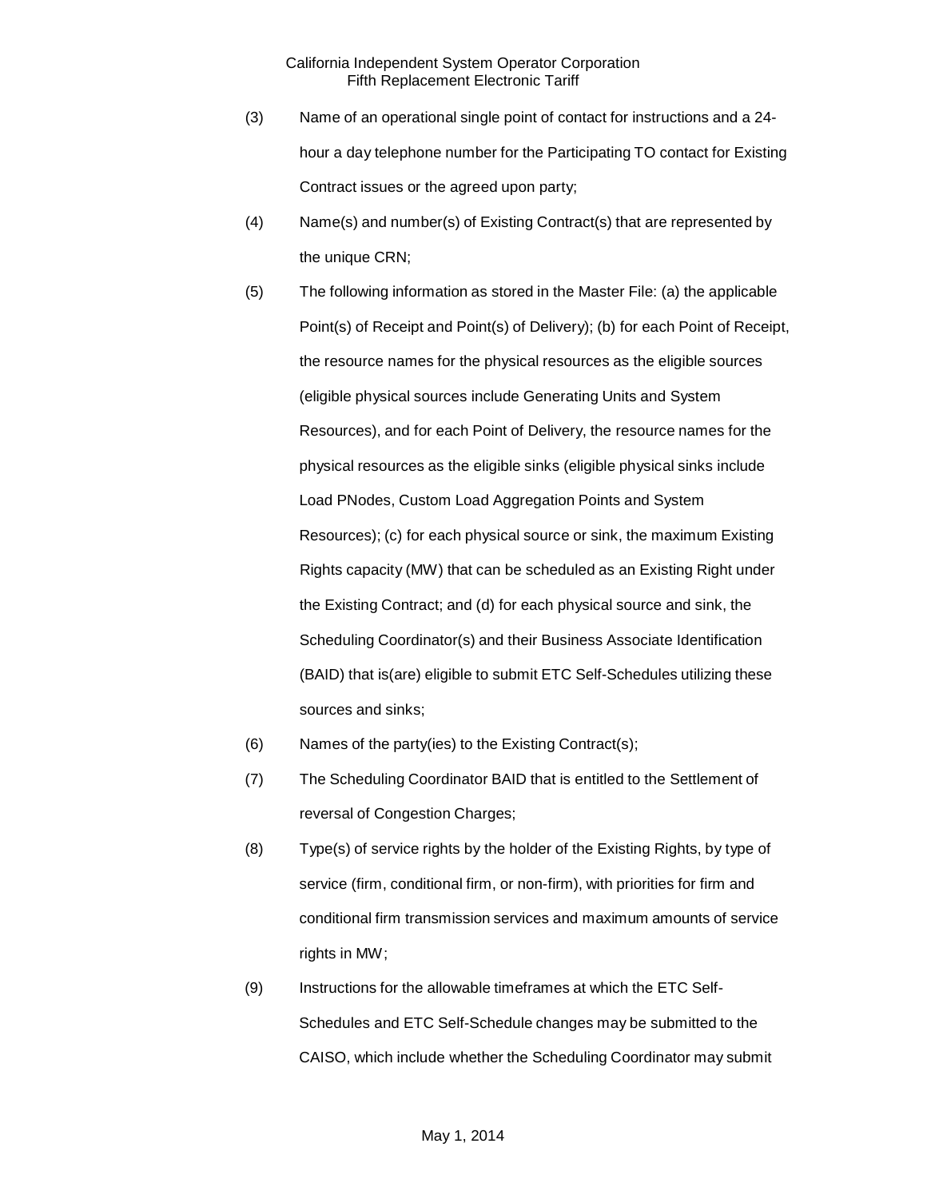(3) Name of an operational single point of contact for instructions and a 24-hour a day telephone number for the Participating TO contact for Existing Contract issues or the agreed upon party;

(4) Name(s) and number(s) of Existing Contract(s) that are represented by the unique CRN;

(5) The following information as stored in the Master File: (a) the applicable Point(s) of Receipt and Point(s) of Delivery); (b) for each Point of Receipt, the resource names for the physical resources as the eligible sources (eligible physical sources include Generating Units and System Resources), and for each Point of Delivery, the resource names for the physical resources as the eligible sinks (eligible physical sinks include Load PNodes, Custom Load Aggregation Points and System Resources); (c) for each physical source or sink, the maximum Existing Rights capacity (MW) that can be scheduled as an Existing Right under the Existing Contract; and (d) for each physical source and sink, the Scheduling Coordinator(s) and their Business Associate Identification (BAID) that is(are) eligible to submit ETC Self-Schedules utilizing these sources and sinks;

(6) Names of the party(ies) to the Existing Contract(s);

(7) The Scheduling Coordinator BAID that is entitled to the Settlement of reversal of Congestion Charges;

(8) Type(s) of service rights by the holder of the Existing Rights, by type of service (firm, conditional firm, or non-firm), with priorities for firm and conditional firm transmission services and maximum amounts of service rights in MW;

(9) Instructions for the allowable timeframes at which the ETC Self-Schedules and ETC Self-Schedule changes may be submitted to the CAISO, which include whether the Scheduling Coordinator may submit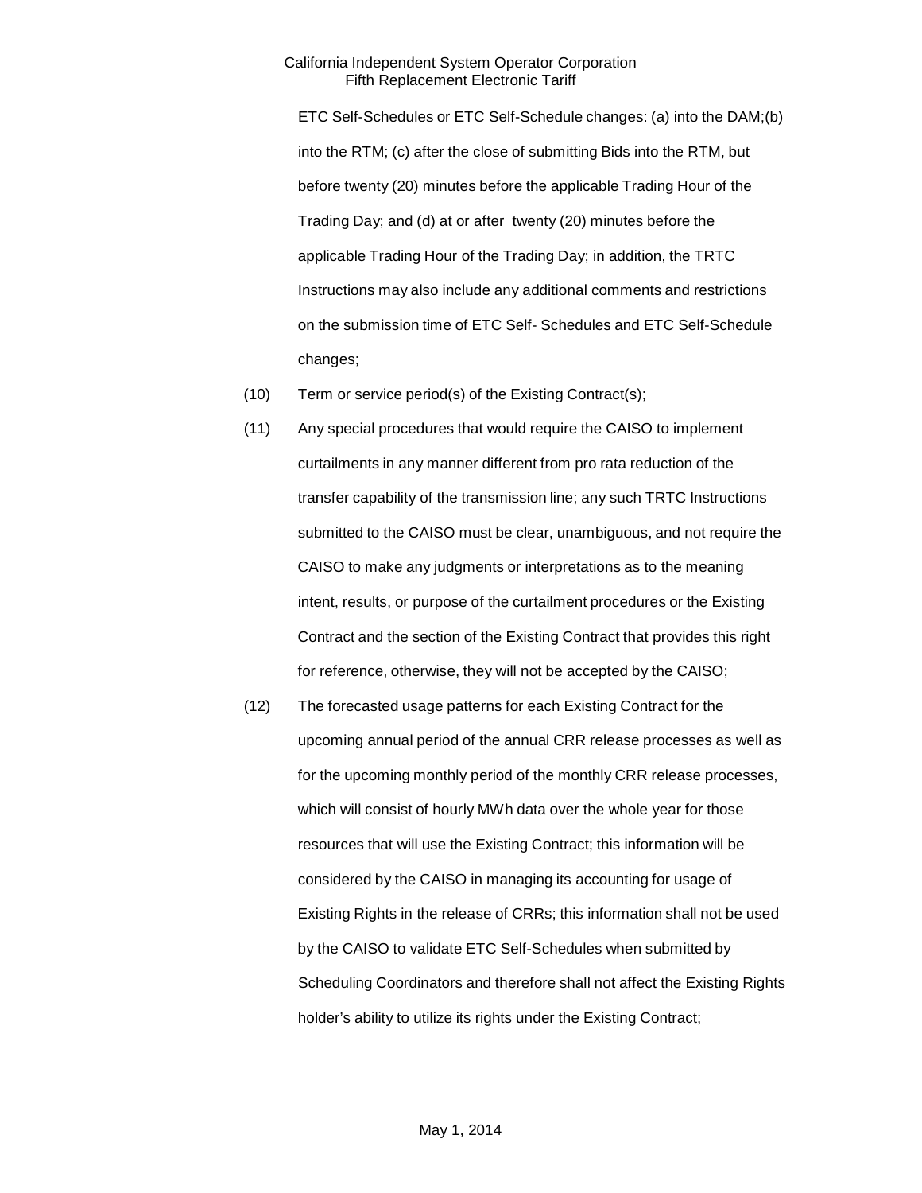ETC Self-Schedules or ETC Self-Schedule changes: (a) into the DAM;(b) into the RTM; (c) after the close of submitting Bids into the RTM, but before twenty (20) minutes before the applicable Trading Hour of the Trading Day; and (d) at or after twenty (20) minutes before the applicable Trading Hour of the Trading Day; in addition, the TRTC Instructions may also include any additional comments and restrictions on the submission time of ETC Self- Schedules and ETC Self-Schedule changes;

(10) Term or service period(s) of the Existing Contract(s);

(11) Any special procedures that would require the CAISO to implement curtailments in any manner different from pro rata reduction of the transfer capability of the transmission line; any such TRTC Instructions submitted to the CAISO must be clear, unambiguous, and not require the CAISO to make any judgments or interpretations as to the meaning intent, results, or purpose of the curtailment procedures or the Existing Contract and the section of the Existing Contract that provides this right for reference, otherwise, they will not be accepted by the CAISO;

(12) The forecasted usage patterns for each Existing Contract for the upcoming annual period of the annual CRR release processes as well as for the upcoming monthly period of the monthly CRR release processes, which will consist of hourly MWh data over the whole year for those resources that will use the Existing Contract; this information will be considered by the CAISO in managing its accounting for usage of Existing Rights in the release of CRRs; this information shall not be used by the CAISO to validate ETC Self-Schedules when submitted by Scheduling Coordinators and therefore shall not affect the Existing Rights holder's ability to utilize its rights under the Existing Contract;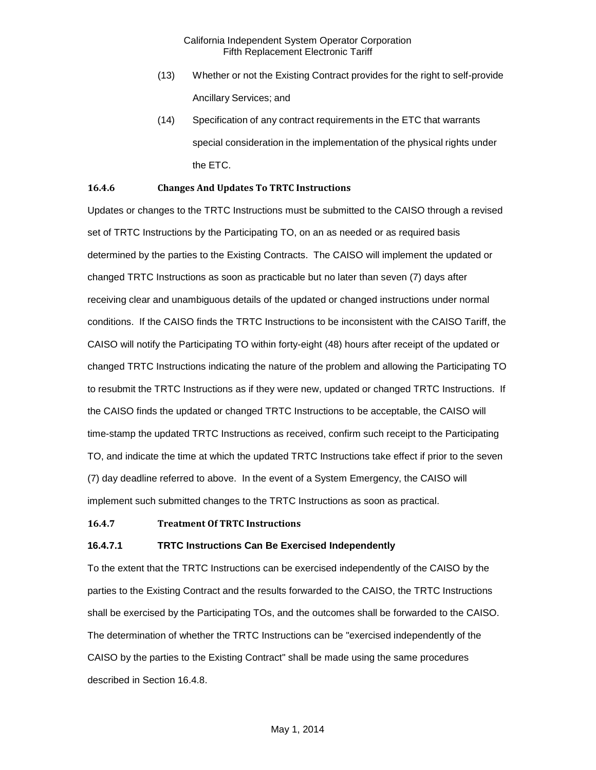(13) Whether or not the Existing Contract provides for the right to self-provide Ancillary Services; and

(14) Specification of any contract requirements in the ETC that warrants special consideration in the implementation of the physical rights under the ETC.

### 16.4.6 Changes And Updates To TRTC Instructions

Updates or changes to the TRTC Instructions must be submitted to the CAISO through a revised set of TRTC Instructions by the Participating TO, on an as needed or as required basis determined by the parties to the Existing Contracts. The CAISO will implement the updated or changed TRTC Instructions as soon as practicable but no later than seven (7) days after receiving clear and unambiguous details of the updated or changed instructions under normal conditions. If the CAISO finds the TRTC Instructions to be inconsistent with the CAISO Tariff, the CAISO will notify the Participating TO within forty-eight (48) hours after receipt of the updated or changed TRTC Instructions indicating the nature of the problem and allowing the Participating TO to resubmit the TRTC Instructions as if they were new, updated or changed TRTC Instructions. If the CAISO finds the updated or changed TRTC Instructions to be acceptable, the CAISO will time-stamp the updated TRTC Instructions as received, confirm such receipt to the Participating TO, and indicate the time at which the updated TRTC Instructions take effect if prior to the seven (7) day deadline referred to above. In the event of a System Emergency, the CAISO will implement such submitted changes to the TRTC Instructions as soon as practical.

### 16.4.7 Treatment Of TRTC Instructions

#### 16.4.7.1 TRTC Instructions Can Be Exercised Independently

To the extent that the TRTC Instructions can be exercised independently of the CAISO by the parties to the Existing Contract and the results forwarded to the CAISO, the TRTC Instructions shall be exercised by the Participating TOs, and the outcomes shall be forwarded to the CAISO. The determination of whether the TRTC Instructions can be "exercised independently of the CAISO by the parties to the Existing Contract" shall be made using the same procedures described in Section 16.4.8.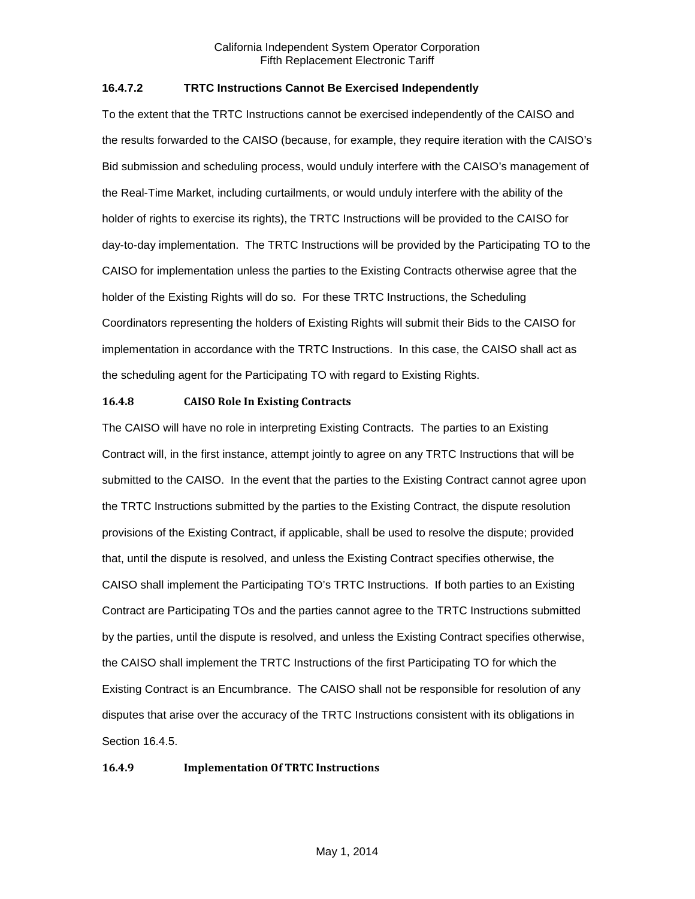#### 16.4.7.2 TRTC Instructions Cannot Be Exercised Independently

To the extent that the TRTC Instructions cannot be exercised independently of the CAISO and the results forwarded to the CAISO (because, for example, they require iteration with the CAISO's Bid submission and scheduling process, would unduly interfere with the CAISO's management of the Real-Time Market, including curtailments, or would unduly interfere with the ability of the holder of rights to exercise its rights), the TRTC Instructions will be provided to the CAISO for day-to-day implementation. The TRTC Instructions will be provided by the Participating TO to the CAISO for implementation unless the parties to the Existing Contracts otherwise agree that the holder of the Existing Rights will do so. For these TRTC Instructions, the Scheduling Coordinators representing the holders of Existing Rights will submit their Bids to the CAISO for implementation in accordance with the TRTC Instructions. In this case, the CAISO shall act as the scheduling agent for the Participating TO with regard to Existing Rights.

### 16.4.8 CAISO Role In Existing Contracts

The CAISO will have no role in interpreting Existing Contracts. The parties to an Existing Contract will, in the first instance, attempt jointly to agree on any TRTC Instructions that will be submitted to the CAISO. In the event that the parties to the Existing Contract cannot agree upon the TRTC Instructions submitted by the parties to the Existing Contract, the dispute resolution provisions of the Existing Contract, if applicable, shall be used to resolve the dispute; provided that, until the dispute is resolved, and unless the Existing Contract specifies otherwise, the CAISO shall implement the Participating TO's TRTC Instructions. If both parties to an Existing Contract are Participating TOs and the parties cannot agree to the TRTC Instructions submitted by the parties, until the dispute is resolved, and unless the Existing Contract specifies otherwise, the CAISO shall implement the TRTC Instructions of the first Participating TO for which the Existing Contract is an Encumbrance. The CAISO shall not be responsible for resolution of any disputes that arise over the accuracy of the TRTC Instructions consistent with its obligations in Section 16.4.5.

### 16.4.9 Implementation Of TRTC Instructions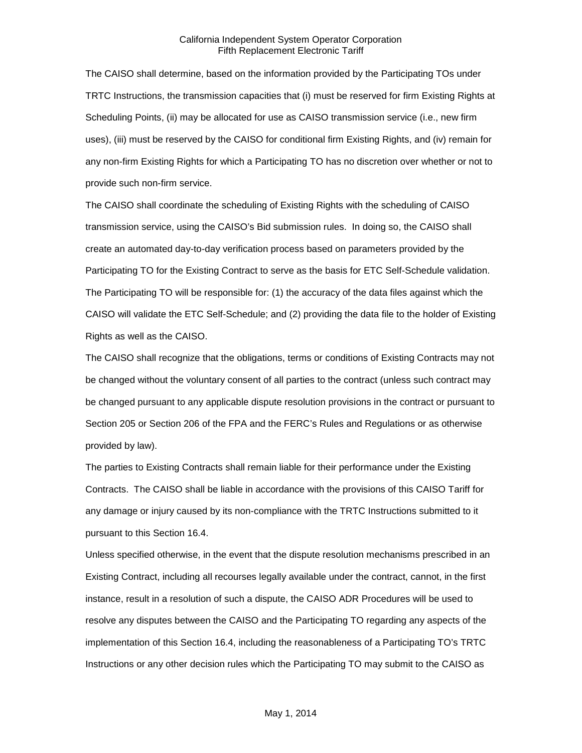The CAISO shall determine, based on the information provided by the Participating TOs under TRTC Instructions, the transmission capacities that (i) must be reserved for firm Existing Rights at Scheduling Points, (ii) may be allocated for use as CAISO transmission service (i.e., new firm uses), (iii) must be reserved by the CAISO for conditional firm Existing Rights, and (iv) remain for any non-firm Existing Rights for which a Participating TO has no discretion over whether or not to provide such non-firm service.

The CAISO shall coordinate the scheduling of Existing Rights with the scheduling of CAISO transmission service, using the CAISO's Bid submission rules. In doing so, the CAISO shall create an automated day-to-day verification process based on parameters provided by the Participating TO for the Existing Contract to serve as the basis for ETC Self-Schedule validation. The Participating TO will be responsible for: (1) the accuracy of the data files against which the CAISO will validate the ETC Self-Schedule; and (2) providing the data file to the holder of Existing Rights as well as the CAISO.

The CAISO shall recognize that the obligations, terms or conditions of Existing Contracts may not be changed without the voluntary consent of all parties to the contract (unless such contract may be changed pursuant to any applicable dispute resolution provisions in the contract or pursuant to Section 205 or Section 206 of the FPA and the FERC's Rules and Regulations or as otherwise provided by law).

The parties to Existing Contracts shall remain liable for their performance under the Existing Contracts. The CAISO shall be liable in accordance with the provisions of this CAISO Tariff for any damage or injury caused by its non-compliance with the TRTC Instructions submitted to it pursuant to this Section 16.4.

Unless specified otherwise, in the event that the dispute resolution mechanisms prescribed in an Existing Contract, including all recourses legally available under the contract, cannot, in the first instance, result in a resolution of such a dispute, the CAISO ADR Procedures will be used to resolve any disputes between the CAISO and the Participating TO regarding any aspects of the implementation of this Section 16.4, including the reasonableness of a Participating TO's TRTC Instructions or any other decision rules which the Participating TO may submit to the CAISO as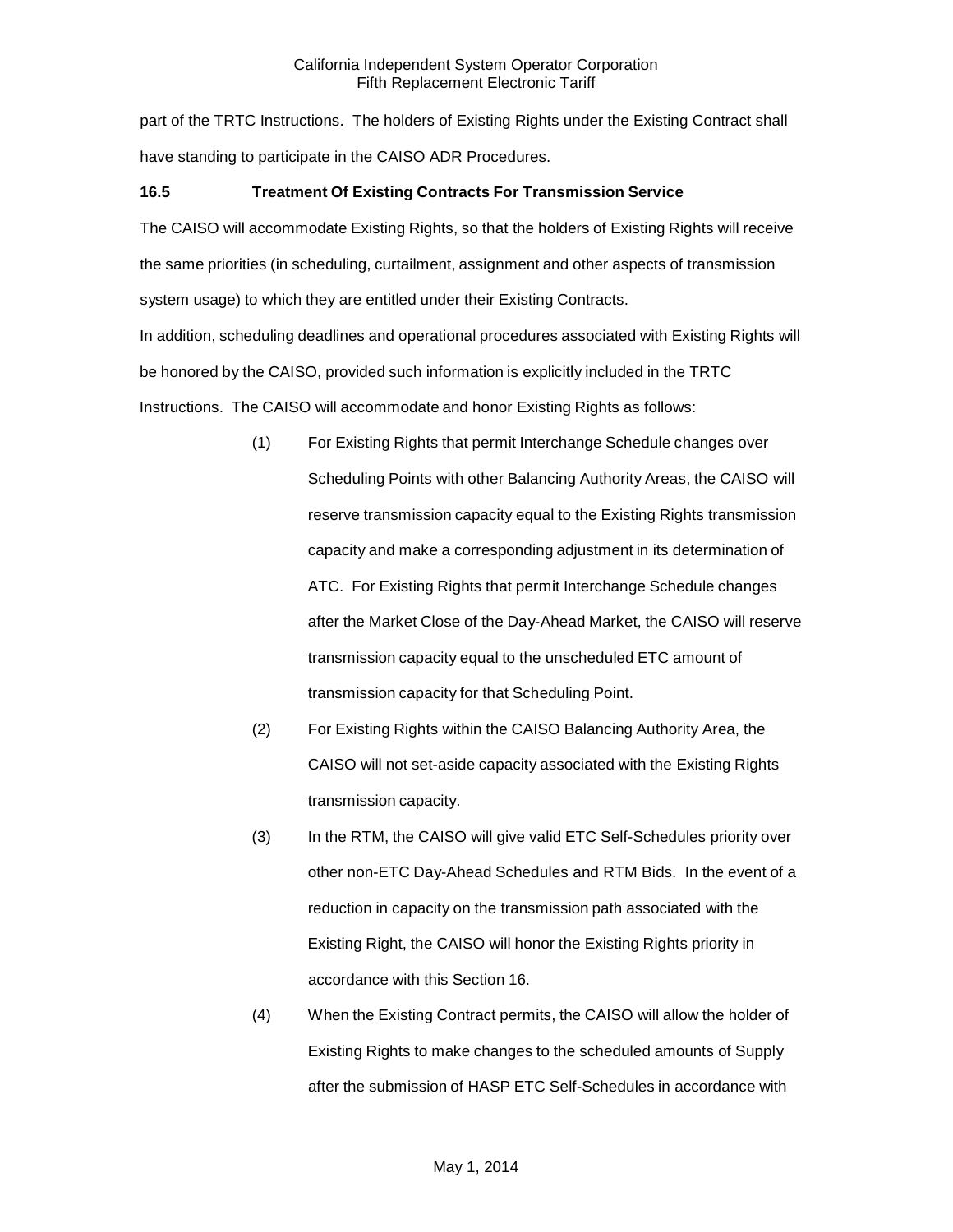part of the TRTC Instructions. The holders of Existing Rights under the Existing Contract shall have standing to participate in the CAISO ADR Procedures.

### 16.5 Treatment Of Existing Contracts For Transmission Service

The CAISO will accommodate Existing Rights, so that the holders of Existing Rights will receive the same priorities (in scheduling, curtailment, assignment and other aspects of transmission system usage) to which they are entitled under their Existing Contracts.

In addition, scheduling deadlines and operational procedures associated with Existing Rights will be honored by the CAISO, provided such information is explicitly included in the TRTC Instructions. The CAISO will accommodate and honor Existing Rights as follows:

(1) For Existing Rights that permit Interchange Schedule changes over Scheduling Points with other Balancing Authority Areas, the CAISO will reserve transmission capacity equal to the Existing Rights transmission capacity and make a corresponding adjustment in its determination of ATC. For Existing Rights that permit Interchange Schedule changes after the Market Close of the Day-Ahead Market, the CAISO will reserve transmission capacity equal to the unscheduled ETC amount of transmission capacity for that Scheduling Point.

(2) For Existing Rights within the CAISO Balancing Authority Area, the CAISO will not set-aside capacity associated with the Existing Rights transmission capacity.

(3) In the RTM, the CAISO will give valid ETC Self-Schedules priority over other non-ETC Day-Ahead Schedules and RTM Bids. In the event of a reduction in capacity on the transmission path associated with the Existing Right, the CAISO will honor the Existing Rights priority in accordance with this Section 16.

(4) When the Existing Contract permits, the CAISO will allow the holder of Existing Rights to make changes to the scheduled amounts of Supply after the submission of HASP ETC Self-Schedules in accordance with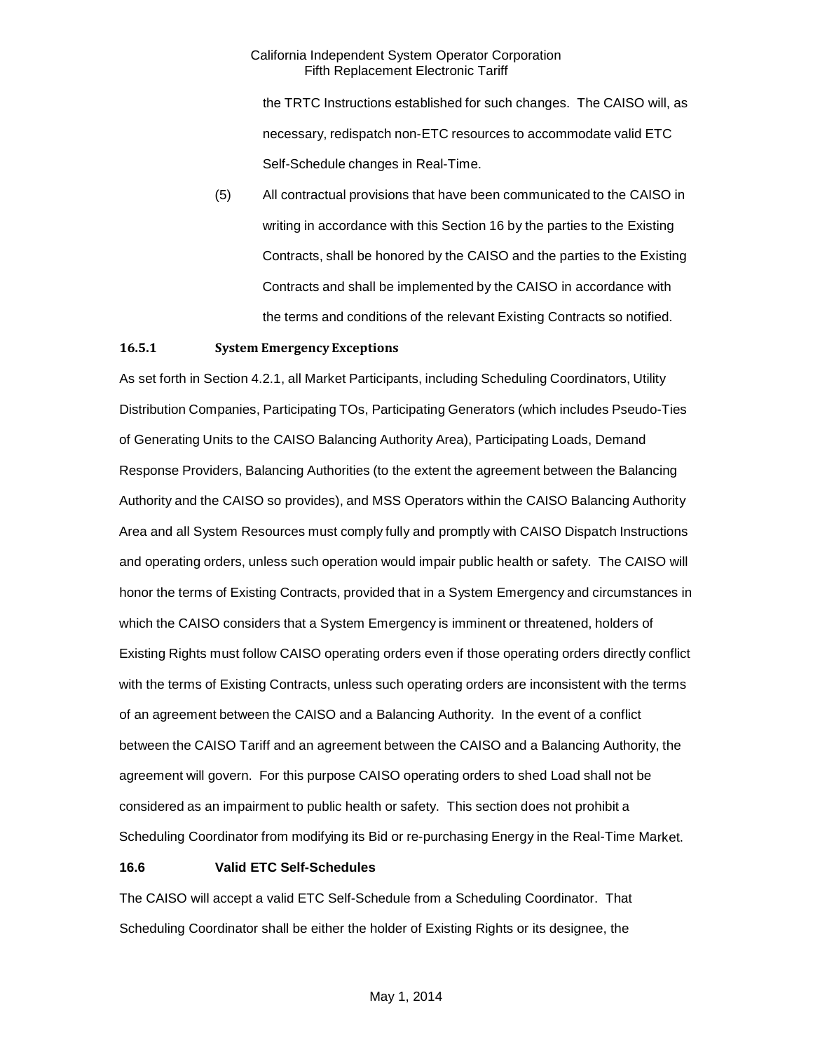the TRTC Instructions established for such changes. The CAISO will, as necessary, redispatch non-ETC resources to accommodate valid ETC Self-Schedule changes in Real-Time.

(5) All contractual provisions that have been communicated to the CAISO in writing in accordance with this Section 16 by the parties to the Existing Contracts, shall be honored by the CAISO and the parties to the Existing Contracts and shall be implemented by the CAISO in accordance with the terms and conditions of the relevant Existing Contracts so notified.

### 16.5.1 System Emergency Exceptions

As set forth in Section 4.2.1, all Market Participants, including Scheduling Coordinators, Utility Distribution Companies, Participating TOs, Participating Generators (which includes Pseudo-Ties of Generating Units to the CAISO Balancing Authority Area), Participating Loads, Demand Response Providers, Balancing Authorities (to the extent the agreement between the Balancing Authority and the CAISO so provides), and MSS Operators within the CAISO Balancing Authority Area and all System Resources must comply fully and promptly with CAISO Dispatch Instructions and operating orders, unless such operation would impair public health or safety. The CAISO will honor the terms of Existing Contracts, provided that in a System Emergency and circumstances in which the CAISO considers that a System Emergency is imminent or threatened, holders of Existing Rights must follow CAISO operating orders even if those operating orders directly conflict with the terms of Existing Contracts, unless such operating orders are inconsistent with the terms of an agreement between the CAISO and a Balancing Authority. In the event of a conflict between the CAISO Tariff and an agreement between the CAISO and a Balancing Authority, the agreement will govern. For this purpose CAISO operating orders to shed Load shall not be considered as an impairment to public health or safety. This section does not prohibit a Scheduling Coordinator from modifying its Bid or re-purchasing Energy in the Real-Time Market.

### 16.6 Valid ETC Self-Schedules

The CAISO will accept a valid ETC Self-Schedule from a Scheduling Coordinator. That Scheduling Coordinator shall be either the holder of Existing Rights or its designee, the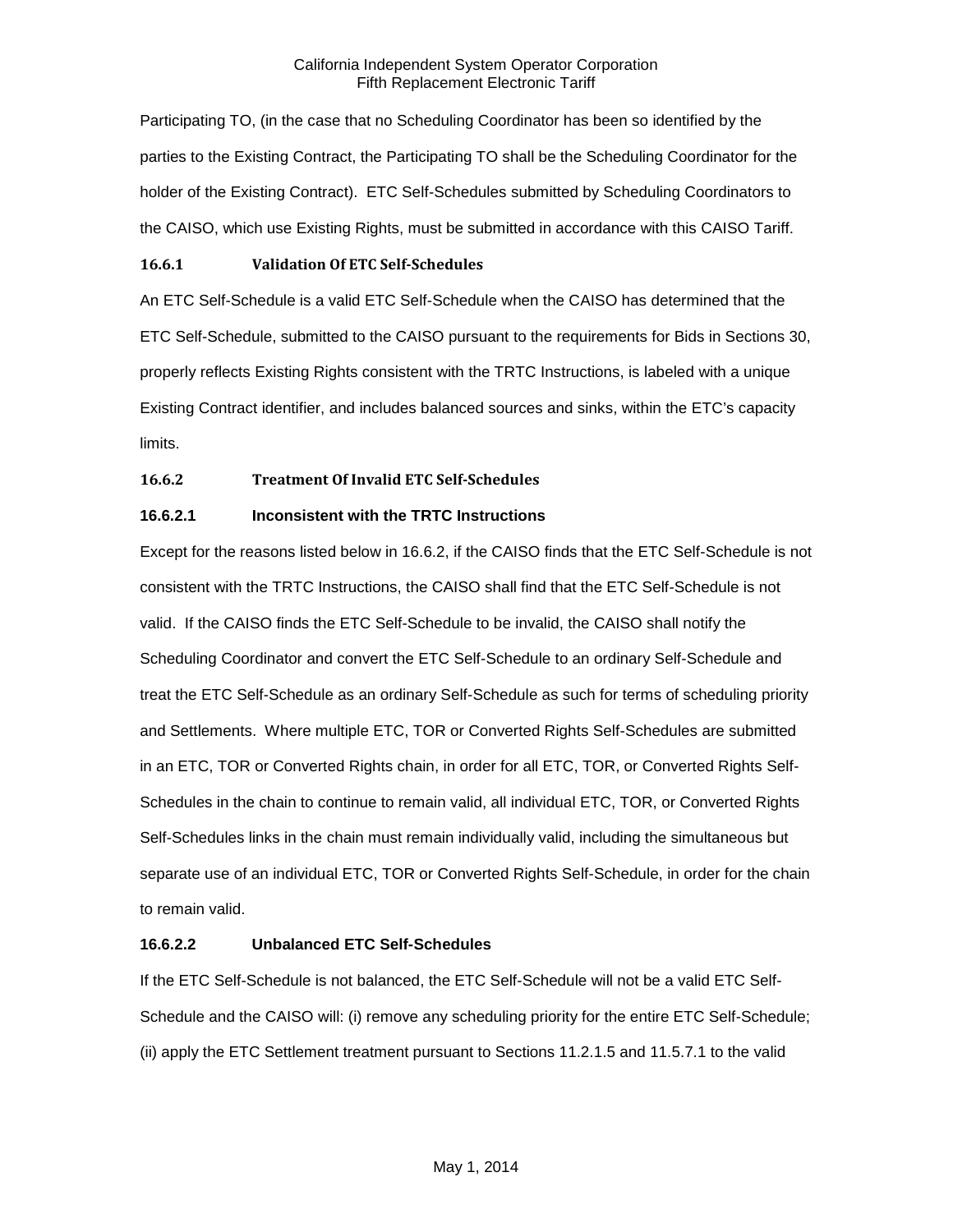Participating TO, (in the case that no Scheduling Coordinator has been so identified by the parties to the Existing Contract, the Participating TO shall be the Scheduling Coordinator for the holder of the Existing Contract). ETC Self-Schedules submitted by Scheduling Coordinators to the CAISO, which use Existing Rights, must be submitted in accordance with this CAISO Tariff.

### 16.6.1 Validation Of ETC Self-Schedules

An ETC Self-Schedule is a valid ETC Self-Schedule when the CAISO has determined that the ETC Self-Schedule, submitted to the CAISO pursuant to the requirements for Bids in Sections 30, properly reflects Existing Rights consistent with the TRTC Instructions, is labeled with a unique Existing Contract identifier, and includes balanced sources and sinks, within the ETC's capacity limits.

### 16.6.2 Treatment Of Invalid ETC Self-Schedules

#### 16.6.2.1 Inconsistent with the TRTC Instructions

Except for the reasons listed below in 16.6.2, if the CAISO finds that the ETC Self-Schedule is not consistent with the TRTC Instructions, the CAISO shall find that the ETC Self-Schedule is not valid. If the CAISO finds the ETC Self-Schedule to be invalid, the CAISO shall notify the Scheduling Coordinator and convert the ETC Self-Schedule to an ordinary Self-Schedule and treat the ETC Self-Schedule as an ordinary Self-Schedule as such for terms of scheduling priority and Settlements. Where multiple ETC, TOR or Converted Rights Self-Schedules are submitted in an ETC, TOR or Converted Rights chain, in order for all ETC, TOR, or Converted Rights Self-Schedules in the chain to continue to remain valid, all individual ETC, TOR, or Converted Rights Self-Schedules links in the chain must remain individually valid, including the simultaneous but separate use of an individual ETC, TOR or Converted Rights Self-Schedule, in order for the chain to remain valid.

#### 16.6.2.2 Unbalanced ETC Self-Schedules

If the ETC Self-Schedule is not balanced, the ETC Self-Schedule will not be a valid ETC Self-Schedule and the CAISO will: (i) remove any scheduling priority for the entire ETC Self-Schedule; (ii) apply the ETC Settlement treatment pursuant to Sections 11.2.1.5 and 11.5.7.1 to the valid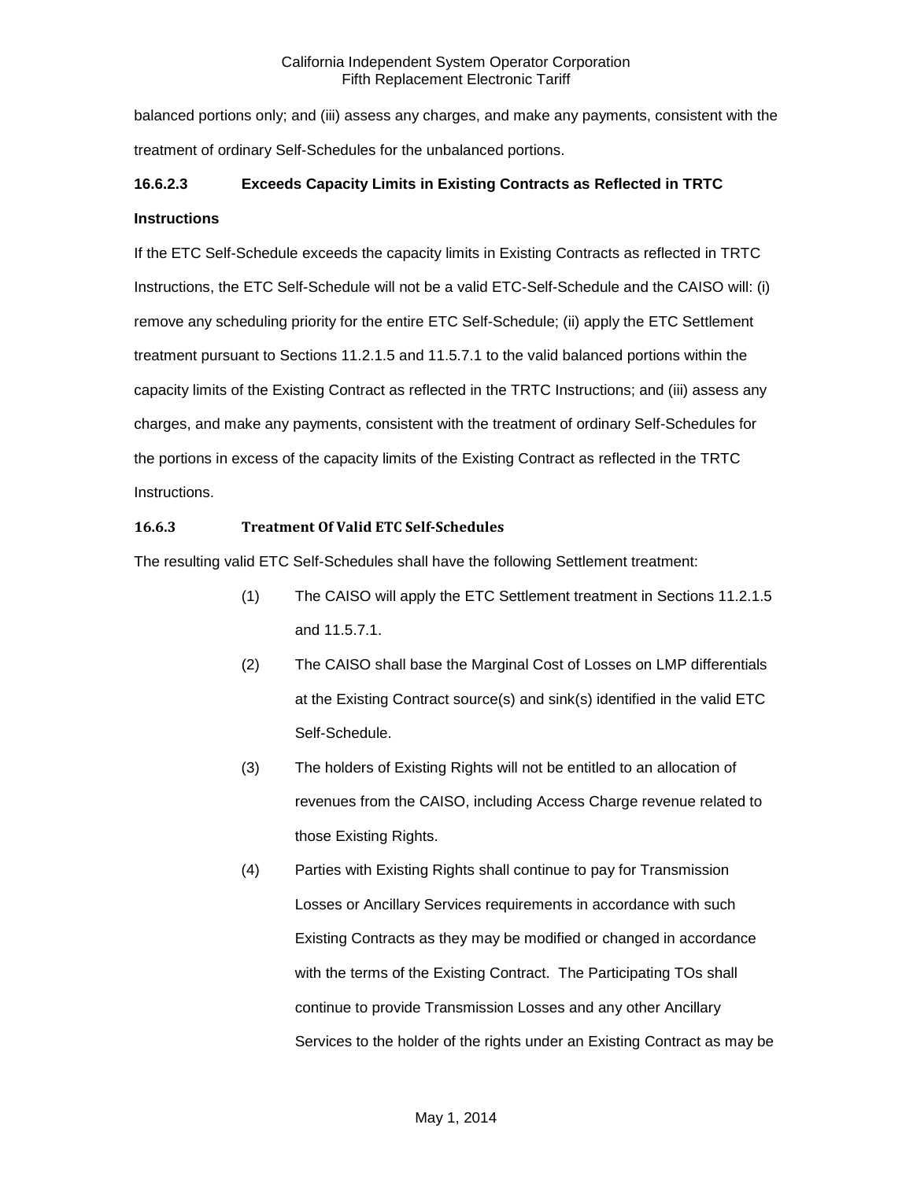balanced portions only; and (iii) assess any charges, and make any payments, consistent with the treatment of ordinary Self-Schedules for the unbalanced portions.

#### 16.6.2.3 Exceeds Capacity Limits in Existing Contracts as Reflected in TRTC Instructions

If the ETC Self-Schedule exceeds the capacity limits in Existing Contracts as reflected in TRTC Instructions, the ETC Self-Schedule will not be a valid ETC-Self-Schedule and the CAISO will: (i) remove any scheduling priority for the entire ETC Self-Schedule; (ii) apply the ETC Settlement treatment pursuant to Sections 11.2.1.5 and 11.5.7.1 to the valid balanced portions within the capacity limits of the Existing Contract as reflected in the TRTC Instructions; and (iii) assess any charges, and make any payments, consistent with the treatment of ordinary Self-Schedules for the portions in excess of the capacity limits of the Existing Contract as reflected in the TRTC Instructions.

### 16.6.3 Treatment Of Valid ETC Self-Schedules

The resulting valid ETC Self-Schedules shall have the following Settlement treatment:

(1) The CAISO will apply the ETC Settlement treatment in Sections 11.2.1.5 and 11.5.7.1.

(2) The CAISO shall base the Marginal Cost of Losses on LMP differentials at the Existing Contract source(s) and sink(s) identified in the valid ETC Self-Schedule.

(3) The holders of Existing Rights will not be entitled to an allocation of revenues from the CAISO, including Access Charge revenue related to those Existing Rights.

(4) Parties with Existing Rights shall continue to pay for Transmission Losses or Ancillary Services requirements in accordance with such Existing Contracts as they may be modified or changed in accordance with the terms of the Existing Contract. The Participating TOs shall continue to provide Transmission Losses and any other Ancillary Services to the holder of the rights under an Existing Contract as may be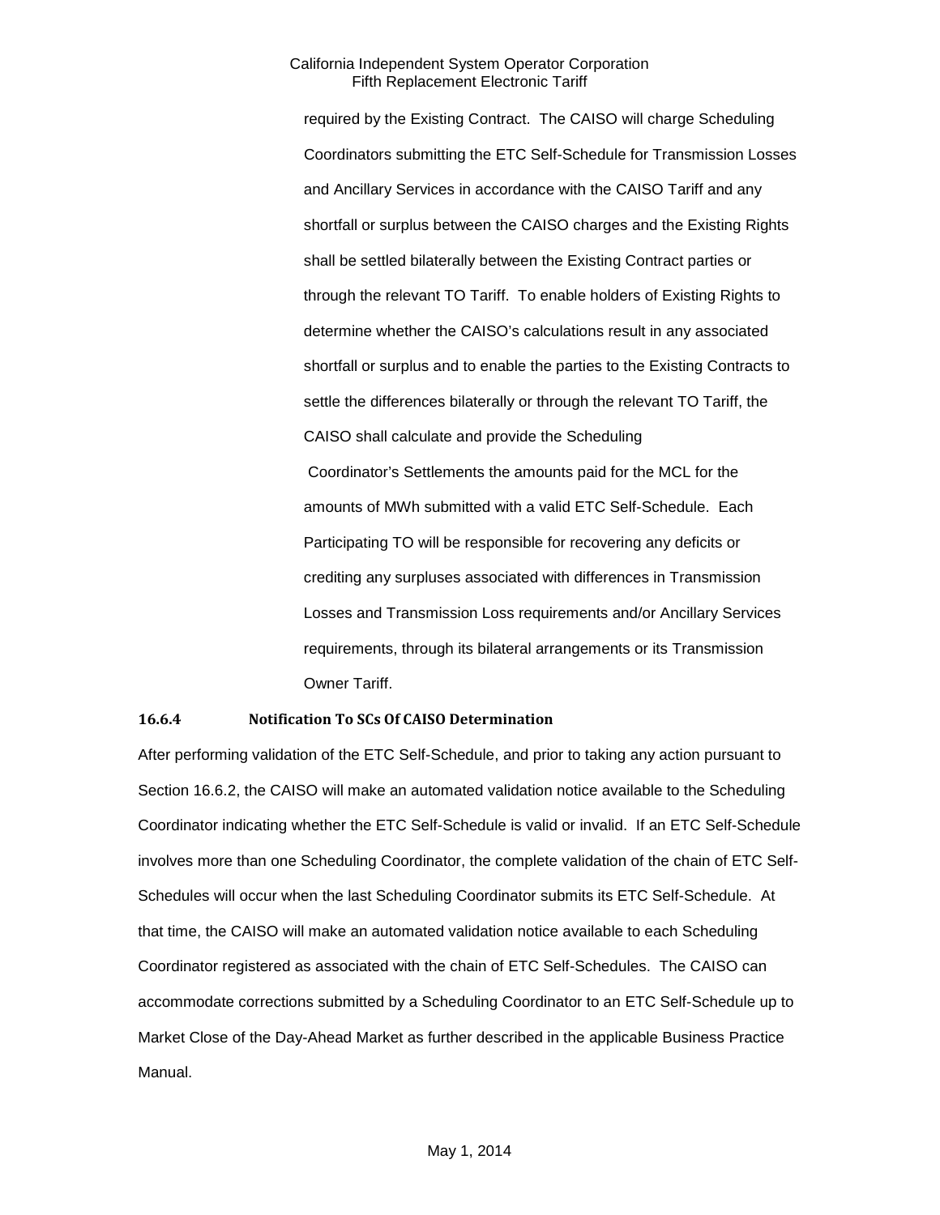required by the Existing Contract. The CAISO will charge Scheduling Coordinators submitting the ETC Self-Schedule for Transmission Losses and Ancillary Services in accordance with the CAISO Tariff and any shortfall or surplus between the CAISO charges and the Existing Rights shall be settled bilaterally between the Existing Contract parties or through the relevant TO Tariff. To enable holders of Existing Rights to determine whether the CAISO's calculations result in any associated shortfall or surplus and to enable the parties to the Existing Contracts to settle the differences bilaterally or through the relevant TO Tariff, the CAISO shall calculate and provide the Scheduling Coordinator's Settlements the amounts paid for the MCL for the amounts of MWh submitted with a valid ETC Self-Schedule. Each Participating TO will be responsible for recovering any deficits or crediting any surpluses associated with differences in Transmission Losses and Transmission Loss requirements and/or Ancillary Services requirements, through its bilateral arrangements or its Transmission Owner Tariff.

### 16.6.4 Notification To SCs Of CAISO Determination

After performing validation of the ETC Self-Schedule, and prior to taking any action pursuant to Section 16.6.2, the CAISO will make an automated validation notice available to the Scheduling Coordinator indicating whether the ETC Self-Schedule is valid or invalid. If an ETC Self-Schedule involves more than one Scheduling Coordinator, the complete validation of the chain of ETC Self-Schedules will occur when the last Scheduling Coordinator submits its ETC Self-Schedule. At that time, the CAISO will make an automated validation notice available to each Scheduling Coordinator registered as associated with the chain of ETC Self-Schedules. The CAISO can accommodate corrections submitted by a Scheduling Coordinator to an ETC Self-Schedule up to Market Close of the Day-Ahead Market as further described in the applicable Business Practice Manual.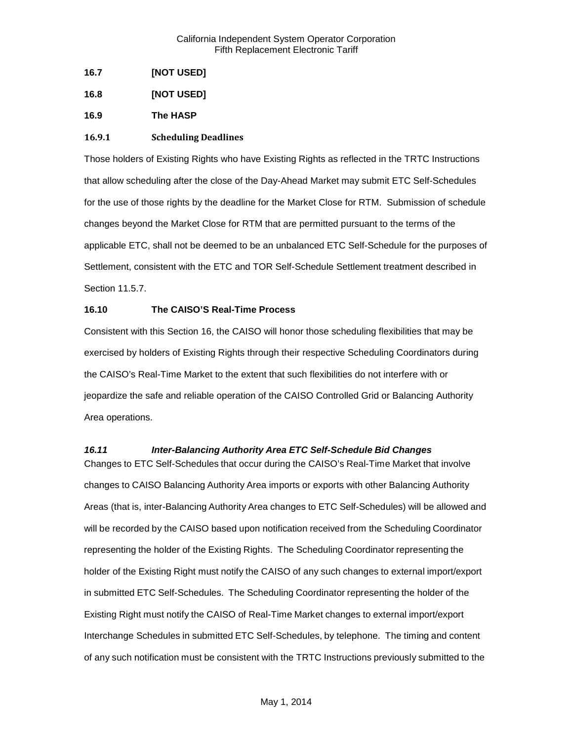**16.7 [NOT USED]**

**16.8 [NOT USED]**

**16.9 The HASP**

**16.9.1 Scheduling Deadlines**

Those holders of Existing Rights who have Existing Rights as reflected in the TRTC Instructions that allow scheduling after the close of the Day-Ahead Market may submit ETC Self-Schedules for the use of those rights by the deadline for the Market Close for RTM. Submission of schedule changes beyond the Market Close for RTM that are permitted pursuant to the terms of the applicable ETC, shall not be deemed to be an unbalanced ETC Self-Schedule for the purposes of Settlement, consistent with the ETC and TOR Self-Schedule Settlement treatment described in Section 11.5.7.

**16.10 The CAISO'S Real-Time Process**

Consistent with this Section 16, the CAISO will honor those scheduling flexibilities that may be exercised by holders of Existing Rights through their respective Scheduling Coordinators during the CAISO's Real-Time Market to the extent that such flexibilities do not interfere with or jeopardize the safe and reliable operation of the CAISO Controlled Grid or Balancing Authority Area operations.

***16.11 Inter-Balancing Authority Area ETC Self-Schedule Bid Changes***

Changes to ETC Self-Schedules that occur during the CAISO's Real-Time Market that involve changes to CAISO Balancing Authority Area imports or exports with other Balancing Authority Areas (that is, inter-Balancing Authority Area changes to ETC Self-Schedules) will be allowed and will be recorded by the CAISO based upon notification received from the Scheduling Coordinator representing the holder of the Existing Rights. The Scheduling Coordinator representing the holder of the Existing Right must notify the CAISO of any such changes to external import/export in submitted ETC Self-Schedules. The Scheduling Coordinator representing the holder of the Existing Right must notify the CAISO of Real-Time Market changes to external import/export Interchange Schedules in submitted ETC Self-Schedules, by telephone. The timing and content of any such notification must be consistent with the TRTC Instructions previously submitted to the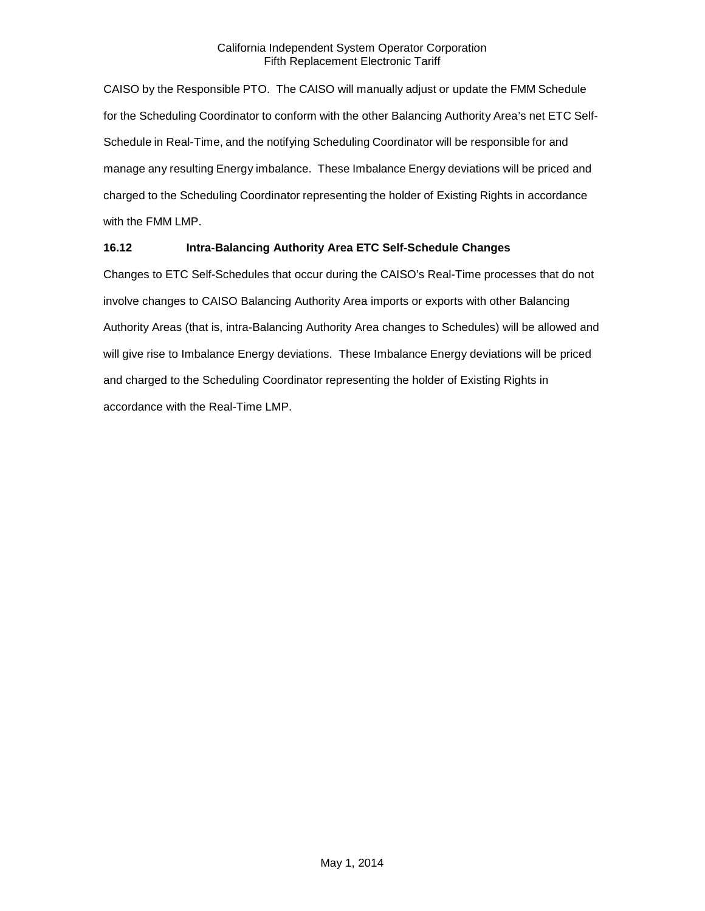CAISO by the Responsible PTO. The CAISO will manually adjust or update the FMM Schedule for the Scheduling Coordinator to conform with the other Balancing Authority Area's net ETC Self-Schedule in Real-Time, and the notifying Scheduling Coordinator will be responsible for and manage any resulting Energy imbalance. These Imbalance Energy deviations will be priced and charged to the Scheduling Coordinator representing the holder of Existing Rights in accordance with the FMM LMP.

### 16.12 Intra-Balancing Authority Area ETC Self-Schedule Changes

Changes to ETC Self-Schedules that occur during the CAISO's Real-Time processes that do not involve changes to CAISO Balancing Authority Area imports or exports with other Balancing Authority Areas (that is, intra-Balancing Authority Area changes to Schedules) will be allowed and will give rise to Imbalance Energy deviations. These Imbalance Energy deviations will be priced and charged to the Scheduling Coordinator representing the holder of Existing Rights in accordance with the Real-Time LMP.